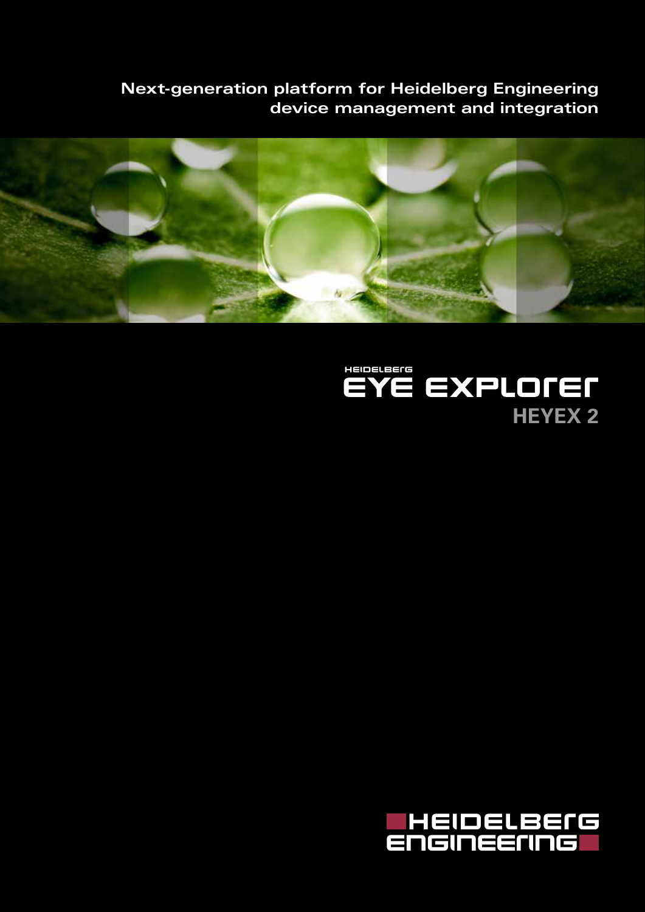**Next-generation platform for Heidelberg Engineering device management and integration**

HEIDELBERG

# EYE EXPLORER

## HEYEX 2

HEIDELBERG ENGINEERING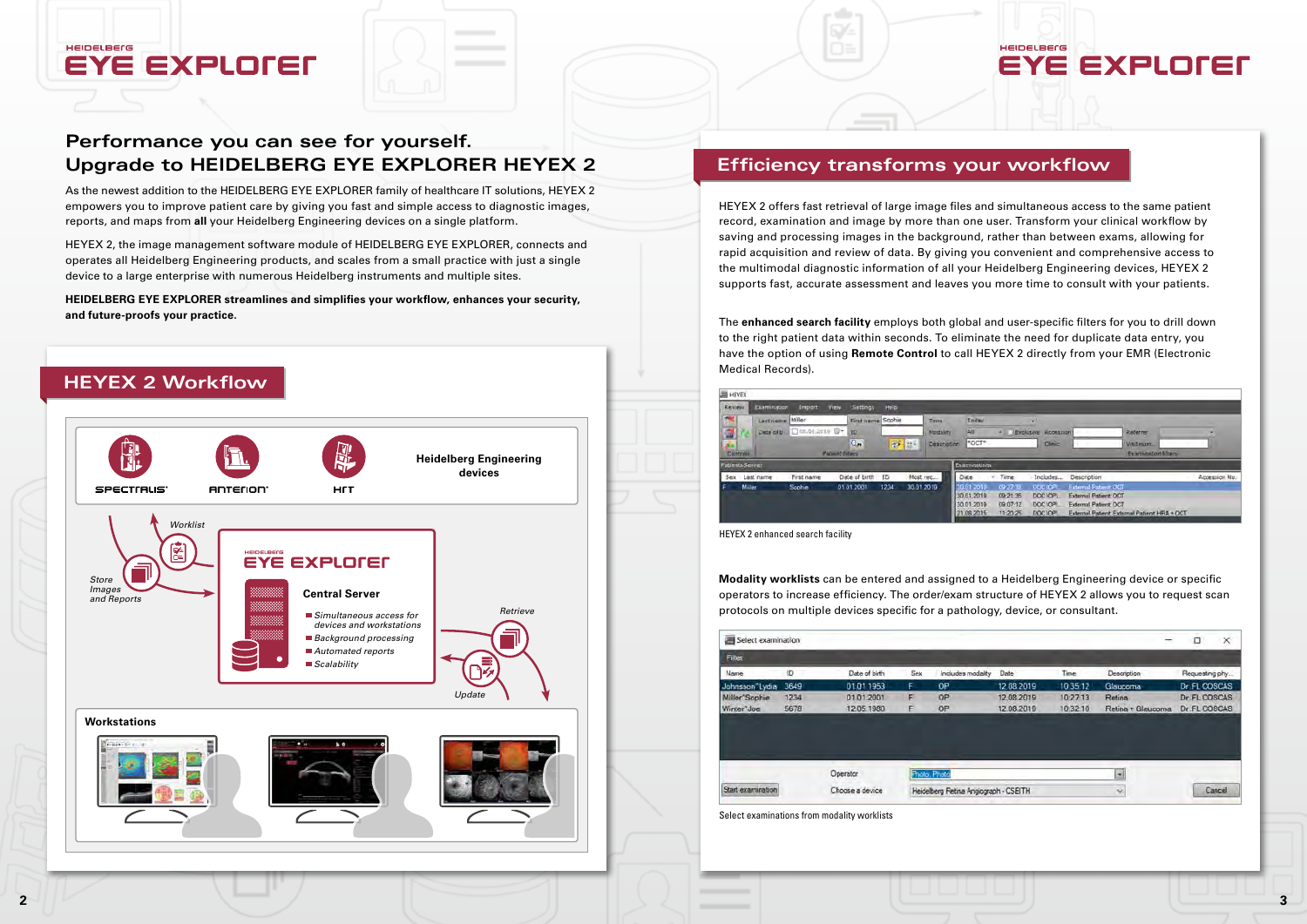# Performance you can see for yourself.
# Upgrade to HEIDELBERG EYE EXPLORER HEYEX 2

As the newest addition to the HEIDELBERG EYE EXPLORER family of healthcare IT solutions, HEYEX 2 empowers you to improve patient care by giving you fast and simple access to diagnostic images, reports, and maps from **all** your Heidelberg Engineering devices on a single platform.

HEYEX 2, the image management software module of HEIDELBERG EYE EXPLORER, connects and operates all Heidelberg Engineering products, and scales from a small practice with just a single device to a large enterprise with numerous Heidelberg instruments and multiple sites.

**HEIDELBERG EYE EXPLORER streamlines and simplifies your workflow, enhances your security, and future-proofs your practice.**

## HEYEX 2 Workflow

SPECTRALIS · ANTERION · HRT — Heidelberg Engineering devices

Worklist

Store Images and Reports

HEIDELBERG EYE EXPLORER

**Central Server**

- *Simultaneous access for devices and workstations*
- *Background processing*
- *Automated reports*
- *Scalability*

Retrieve

Update

**Workstations**

## Efficiency transforms your workflow

HEYEX 2 offers fast retrieval of large image files and simultaneous access to the same patient record, examination and image by more than one user. Transform your clinical workflow by saving and processing images in the background, rather than between exams, allowing for rapid acquisition and review of data. By giving you fast and comprehensive access to the multimodal diagnostic information of all your Heidelberg Engineering devices, HEYEX 2 supports fast, accurate assessment and leaves you more time to consult with your patients.

The **enhanced search facility** employs both global and user-specific filters for you to drill down to the right patient data within seconds. To eliminate the need for duplicate data entry, you have the option of using **Remote Control** to call HEYEX 2 directly from your EMR (Electronic Medical Records).

HEYEX 2 enhanced search facility

**Modality worklists** can be entered and assigned to a Heidelberg Engineering device or specific operators to increase efficiency. The order/exam structure of HEYEX 2 allows you to request scan protocols on multiple devices specific for a pathology, device, or consultant.

Select examinations from modality worklists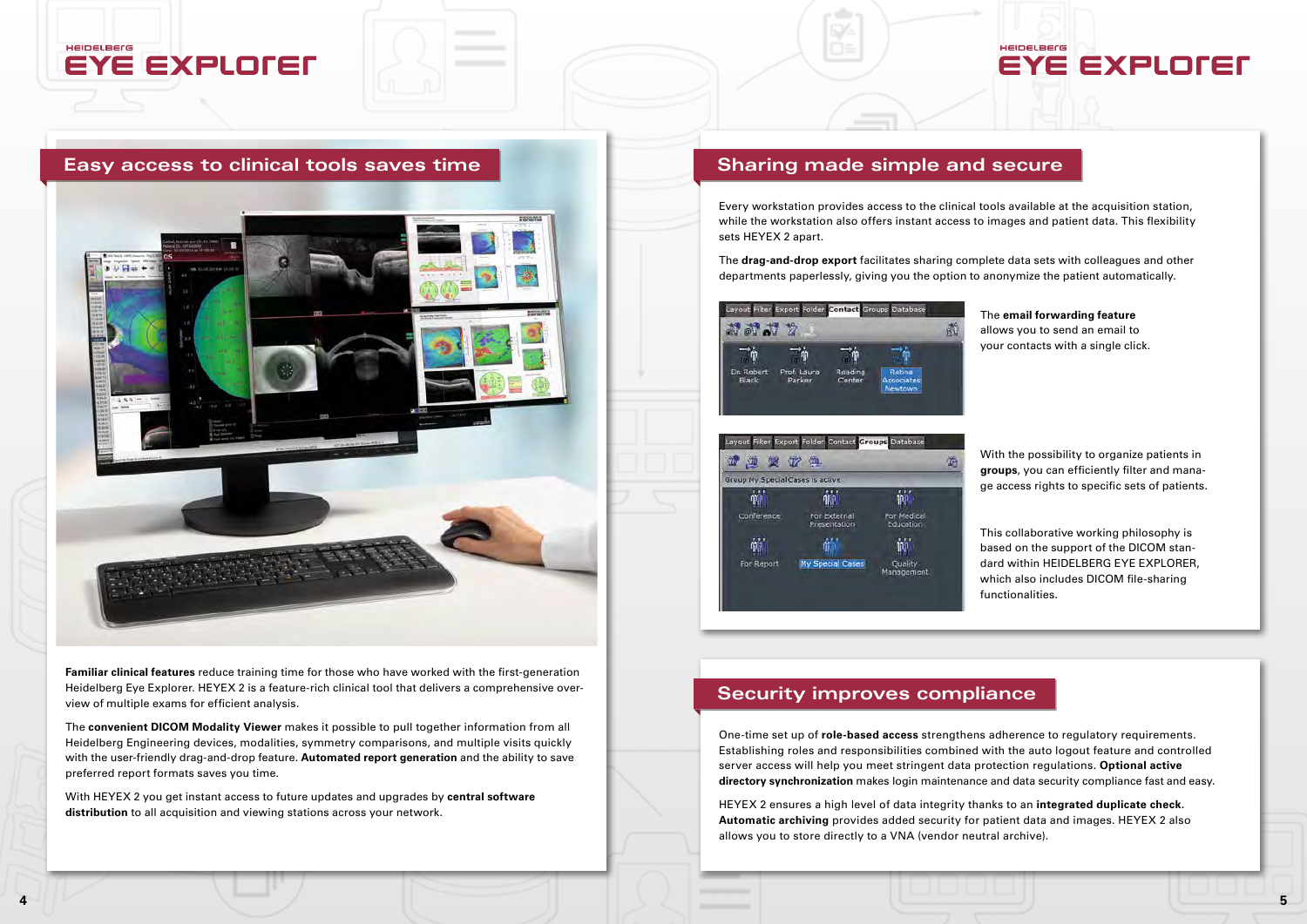## Easy access to clinical tools saves time

**Familiar clinical features** reduce training time for those who have worked with the first-generation Heidelberg Eye Explorer. HEYEX 2 is a feature-rich clinical tool that delivers a comprehensive overview of multiple exams for efficient analysis.

The **convenient DICOM Modality Viewer** makes it possible to pull together information from all Heidelberg Engineering devices, modalities, symmetry comparisons, and multiple visits quickly with the user-friendly drag-and-drop feature. **Automated report generation** and the ability to save preferred report formats saves you time.

With HEYEX 2 you get instant access to future updates and upgrades by **central software distribution** to all acquisition and viewing stations across your network.

## Sharing made simple and secure

Every workstation provides access to the clinical tools available at the acquisition station, while the workstation also offers instant access to images and patient data. This flexibility sets HEYEX 2 apart.

The **drag-and-drop export** facilitates sharing complete data sets with colleagues and other departments paperlessly, giving you the option to anonymize the patient automatically.

The **email forwarding feature** allows you to send an email to your contacts with a single click.

With the possibility to organize patients in **groups**, you can efficiently filter and manage access rights to specific sets of patients.

This collaborative working philosophy is based on the support of the DICOM standard within HEIDELBERG EYE EXPLORER, which also includes DICOM file-sharing functionalities.

## Security improves compliance

One-time set up of **role-based access** strengthens adherence to regulatory requirements. Establishing roles and responsibilities combined with the auto logout feature and controlled server access will help you meet stringent data protection regulations. **Optional active directory synchronization** makes login maintenance and data security compliance fast and easy.

HEYEX 2 ensures a high level of data integrity thanks to an **integrated duplicate check**. **Automatic archiving** provides added security for patient data and images. HEYEX 2 also allows you to store directly to a VNA (vendor neutral archive).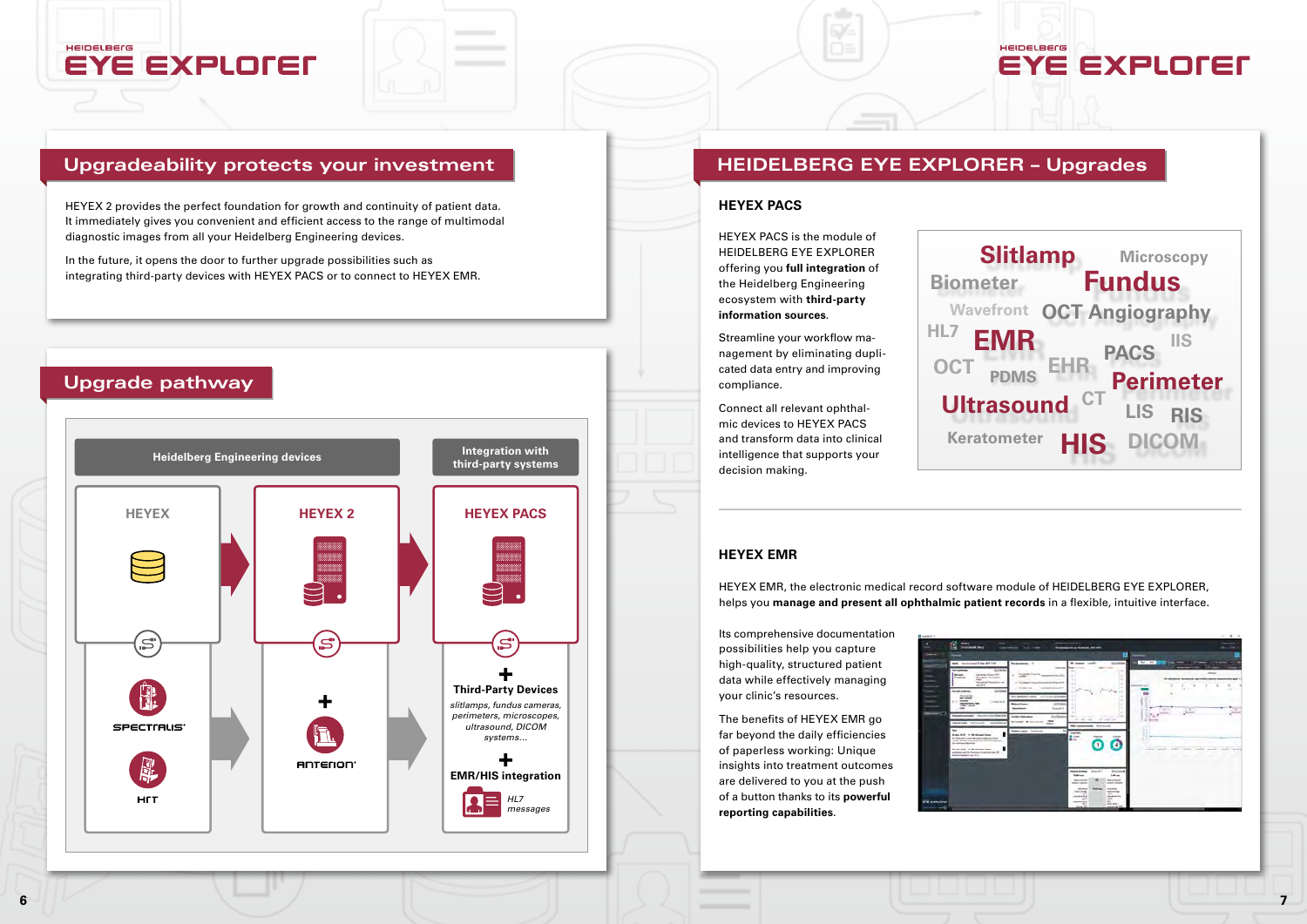## Upgradeability protects your investment

HEYEX 2 provides the perfect foundation for growth and continuity of patient data. It immediately gives you convenient and efficient access to the range of multimodal diagnostic images from all your Heidelberg Engineering devices.

In the future, it opens the door to further upgrade possibilities such as integrating third-party devices with HEYEX PACS or to connect to HEYEX EMR.

## Upgrade pathway

| Heidelberg Engineering devices | | Integration with third-party systems |
|---|---|---|
| HEYEX | HEYEX 2 | HEYEX PACS |
| SPECTRALIS, HRT | + ANTERION | + Third-Party Devices *slitlamps, fundus cameras, perimeters, microscopes, ultrasound, DICOM systems...* + EMR/HIS integration *HL7 messages* |

## HEIDELBERG EYE EXPLORER – Upgrades

### HEYEX PACS

HEYEX PACS is the module of HEIDELBERG EYE EXPLORER offering you **full integration** of the Heidelberg Engineering ecosystem with **third-party information sources**.

Streamline your workflow management by eliminating duplicated data entry and improving compliance.

Connect all relevant ophthalmic devices to HEYEX PACS and transform data into clinical intelligence that supports your decision making.

Slitlamp · Microscopy · Biometer · Fundus · Wavefront · OCT Angiography · HL7 · EMR · IIS · OCT · PDMS · EHR · PACS · Perimeter · Ultrasound · CT · LIS · RIS · Keratometer · HIS · DICOM

### HEYEX EMR

HEYEX EMR, the electronic medical record software module of HEIDELBERG EYE EXPLORER, helps you **manage and present all ophthalmic patient records** in a flexible, intuitive interface.

Its comprehensive documentation possibilities help you capture high-quality, structured patient data while effectively managing your clinic's resources.

The benefits of HEYEX EMR go far beyond the daily efficiencies of paperless working: Unique insights into treatment outcomes are delivered to you at the push of a button thanks to its **powerful reporting capabilities**.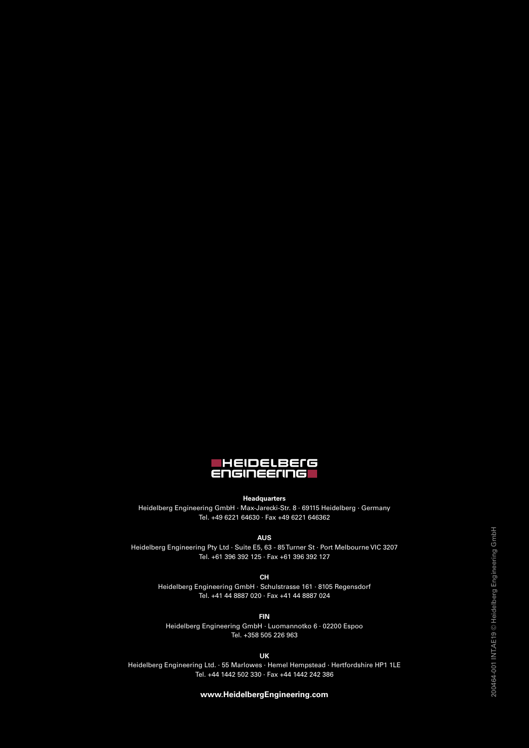HEIDELBERG ENGINEERING

**Headquarters**

Heidelberg Engineering GmbH · Max-Jarecki-Str. 8 · 69115 Heidelberg · Germany
Tel. +49 6221 64630 · Fax +49 6221 646362

**AUS**

Heidelberg Engineering Pty Ltd · Suite E5, 63 - 85 Turner St · Port Melbourne VIC 3207
Tel. +61 396 392 125 · Fax +61 396 392 127

**CH**

Heidelberg Engineering GmbH · Schulstrasse 161 · 8105 Regensdorf
Tel. +41 44 8887 020 · Fax +41 44 8887 024

**FIN**

Heidelberg Engineering GmbH · Luomannotko 6 · 02200 Espoo
Tel. +358 505 226 963

**UK**

Heidelberg Engineering Ltd. · 55 Marlowes · Hemel Hempstead · Hertfordshire HP1 1LE
Tel. +44 1442 502 330 · Fax +44 1442 242 386

**www.HeidelbergEngineering.com**

200464-001 INTAE19 © Heidelberg Engineering GmbH